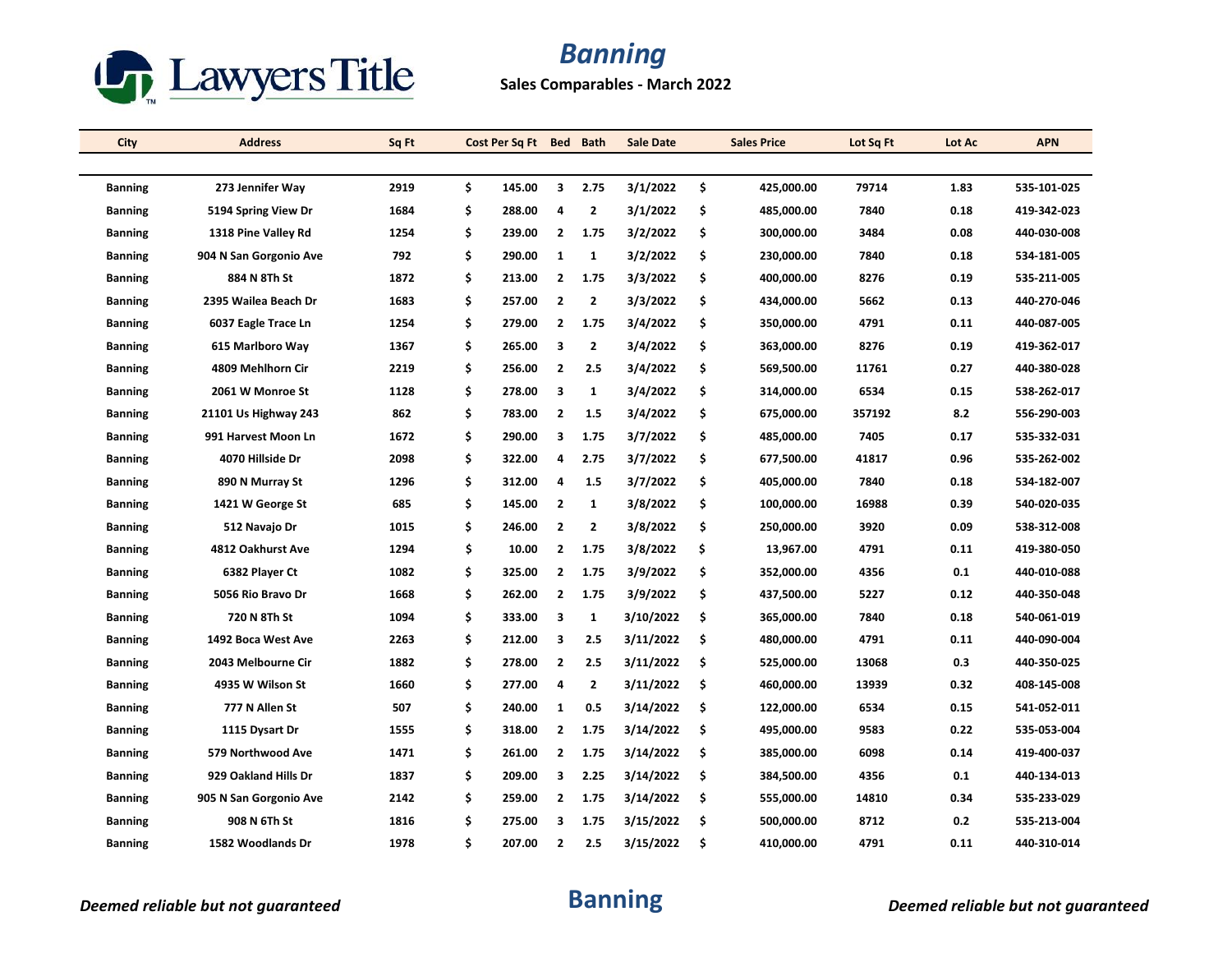Lawyers Title

# Banning

**Sales Comparables - March 2022**

| City | Address | Sq Ft | Cost Per Sq Ft | Bed | Bath | Sale Date | Sales Price | Lot Sq Ft | Lot Ac | APN |
|---|---|---|---|---|---|---|---|---|---|---|
| Banning | 273 Jennifer Way | 2919 | $ 145.00 | 3 | 2.75 | 3/1/2022 | $ 425,000.00 | 79714 | 1.83 | 535-101-025 |
| Banning | 5194 Spring View Dr | 1684 | $ 288.00 | 4 | 2 | 3/1/2022 | $ 485,000.00 | 7840 | 0.18 | 419-342-023 |
| Banning | 1318 Pine Valley Rd | 1254 | $ 239.00 | 2 | 1.75 | 3/2/2022 | $ 300,000.00 | 3484 | 0.08 | 440-030-008 |
| Banning | 904 N San Gorgonio Ave | 792 | $ 290.00 | 1 | 1 | 3/2/2022 | $ 230,000.00 | 7840 | 0.18 | 534-181-005 |
| Banning | 884 N 8Th St | 1872 | $ 213.00 | 2 | 1.75 | 3/3/2022 | $ 400,000.00 | 8276 | 0.19 | 535-211-005 |
| Banning | 2395 Wailea Beach Dr | 1683 | $ 257.00 | 2 | 2 | 3/3/2022 | $ 434,000.00 | 5662 | 0.13 | 440-270-046 |
| Banning | 6037 Eagle Trace Ln | 1254 | $ 279.00 | 2 | 1.75 | 3/4/2022 | $ 350,000.00 | 4791 | 0.11 | 440-087-005 |
| Banning | 615 Marlboro Way | 1367 | $ 265.00 | 3 | 2 | 3/4/2022 | $ 363,000.00 | 8276 | 0.19 | 419-362-017 |
| Banning | 4809 Mehlhorn Cir | 2219 | $ 256.00 | 2 | 2.5 | 3/4/2022 | $ 569,500.00 | 11761 | 0.27 | 440-380-028 |
| Banning | 2061 W Monroe St | 1128 | $ 278.00 | 3 | 1 | 3/4/2022 | $ 314,000.00 | 6534 | 0.15 | 538-262-017 |
| Banning | 21101 Us Highway 243 | 862 | $ 783.00 | 2 | 1.5 | 3/4/2022 | $ 675,000.00 | 357192 | 8.2 | 556-290-003 |
| Banning | 991 Harvest Moon Ln | 1672 | $ 290.00 | 3 | 1.75 | 3/7/2022 | $ 485,000.00 | 7405 | 0.17 | 535-332-031 |
| Banning | 4070 Hillside Dr | 2098 | $ 322.00 | 4 | 2.75 | 3/7/2022 | $ 677,500.00 | 41817 | 0.96 | 535-262-002 |
| Banning | 890 N Murray St | 1296 | $ 312.00 | 4 | 1.5 | 3/7/2022 | $ 405,000.00 | 7840 | 0.18 | 534-182-007 |
| Banning | 1421 W George St | 685 | $ 145.00 | 2 | 1 | 3/8/2022 | $ 100,000.00 | 16988 | 0.39 | 540-020-035 |
| Banning | 512 Navajo Dr | 1015 | $ 246.00 | 2 | 2 | 3/8/2022 | $ 250,000.00 | 3920 | 0.09 | 538-312-008 |
| Banning | 4812 Oakhurst Ave | 1294 | $ 10.00 | 2 | 1.75 | 3/8/2022 | $ 13,967.00 | 4791 | 0.11 | 419-380-050 |
| Banning | 6382 Player Ct | 1082 | $ 325.00 | 2 | 1.75 | 3/9/2022 | $ 352,000.00 | 4356 | 0.1 | 440-010-088 |
| Banning | 5056 Rio Bravo Dr | 1668 | $ 262.00 | 2 | 1.75 | 3/9/2022 | $ 437,500.00 | 5227 | 0.12 | 440-350-048 |
| Banning | 720 N 8Th St | 1094 | $ 333.00 | 3 | 1 | 3/10/2022 | $ 365,000.00 | 7840 | 0.18 | 540-061-019 |
| Banning | 1492 Boca West Ave | 2263 | $ 212.00 | 3 | 2.5 | 3/11/2022 | $ 480,000.00 | 4791 | 0.11 | 440-090-004 |
| Banning | 2043 Melbourne Cir | 1882 | $ 278.00 | 2 | 2.5 | 3/11/2022 | $ 525,000.00 | 13068 | 0.3 | 440-350-025 |
| Banning | 4935 W Wilson St | 1660 | $ 277.00 | 4 | 2 | 3/11/2022 | $ 460,000.00 | 13939 | 0.32 | 408-145-008 |
| Banning | 777 N Allen St | 507 | $ 240.00 | 1 | 0.5 | 3/14/2022 | $ 122,000.00 | 6534 | 0.15 | 541-052-011 |
| Banning | 1115 Dysart Dr | 1555 | $ 318.00 | 2 | 1.75 | 3/14/2022 | $ 495,000.00 | 9583 | 0.22 | 535-053-004 |
| Banning | 579 Northwood Ave | 1471 | $ 261.00 | 2 | 1.75 | 3/14/2022 | $ 385,000.00 | 6098 | 0.14 | 419-400-037 |
| Banning | 929 Oakland Hills Dr | 1837 | $ 209.00 | 3 | 2.25 | 3/14/2022 | $ 384,500.00 | 4356 | 0.1 | 440-134-013 |
| Banning | 905 N San Gorgonio Ave | 2142 | $ 259.00 | 2 | 1.75 | 3/14/2022 | $ 555,000.00 | 14810 | 0.34 | 535-233-029 |
| Banning | 908 N 6Th St | 1816 | $ 275.00 | 3 | 1.75 | 3/15/2022 | $ 500,000.00 | 8712 | 0.2 | 535-213-004 |
| Banning | 1582 Woodlands Dr | 1978 | $ 207.00 | 2 | 2.5 | 3/15/2022 | $ 410,000.00 | 4791 | 0.11 | 440-310-014 |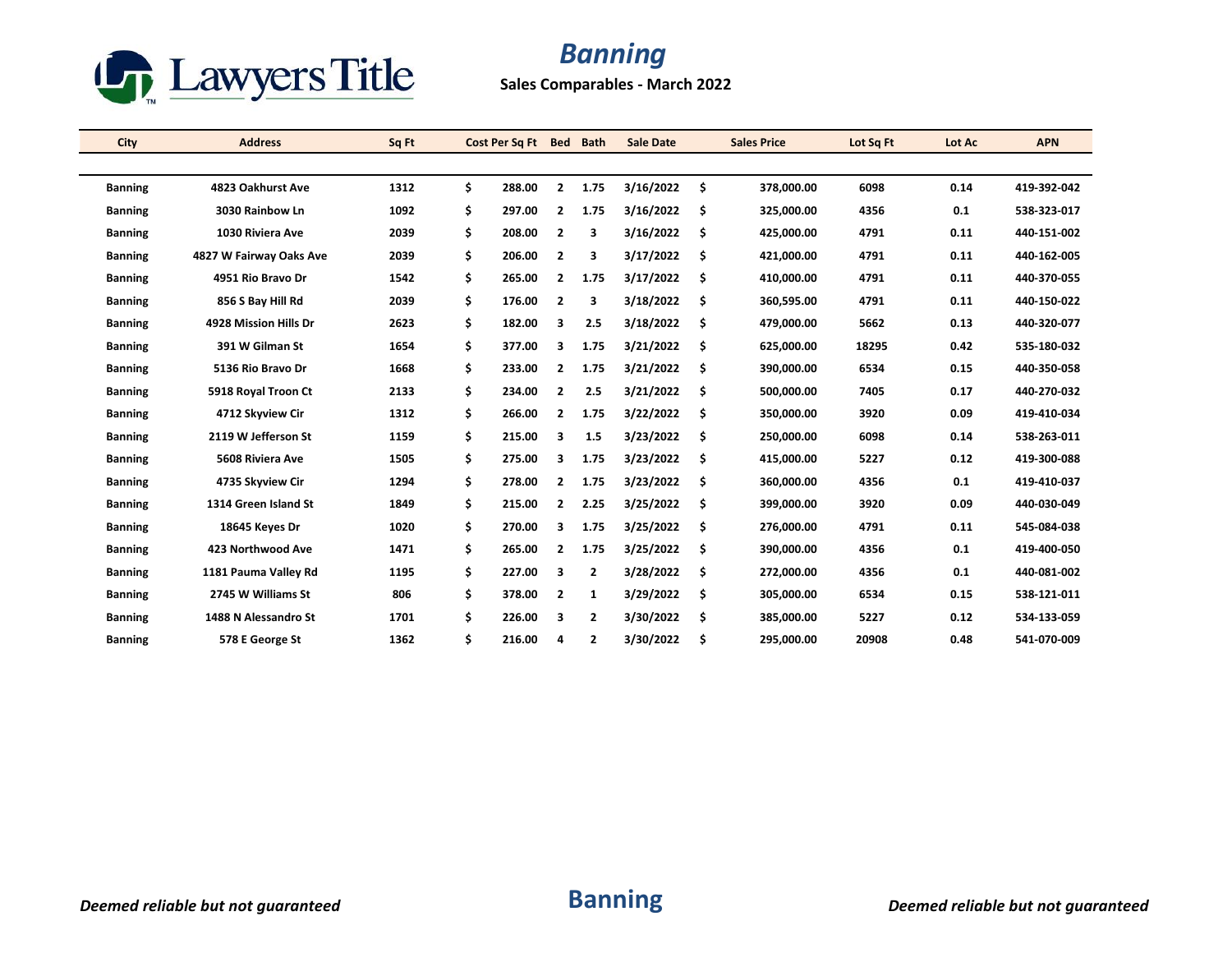Lawyers Title

# Banning

**Sales Comparables - March 2022**

| City | Address | Sq Ft | Cost Per Sq Ft | Bed | Bath | Sale Date | Sales Price | Lot Sq Ft | Lot Ac | APN |
|---|---|---|---|---|---|---|---|---|---|---|
| Banning | 4823 Oakhurst Ave | 1312 | $ 288.00 | 2 | 1.75 | 3/16/2022 | $ 378,000.00 | 6098 | 0.14 | 419-392-042 |
| Banning | 3030 Rainbow Ln | 1092 | $ 297.00 | 2 | 1.75 | 3/16/2022 | $ 325,000.00 | 4356 | 0.1 | 538-323-017 |
| Banning | 1030 Riviera Ave | 2039 | $ 208.00 | 2 | 3 | 3/16/2022 | $ 425,000.00 | 4791 | 0.11 | 440-151-002 |
| Banning | 4827 W Fairway Oaks Ave | 2039 | $ 206.00 | 2 | 3 | 3/17/2022 | $ 421,000.00 | 4791 | 0.11 | 440-162-005 |
| Banning | 4951 Rio Bravo Dr | 1542 | $ 265.00 | 2 | 1.75 | 3/17/2022 | $ 410,000.00 | 4791 | 0.11 | 440-370-055 |
| Banning | 856 S Bay Hill Rd | 2039 | $ 176.00 | 2 | 3 | 3/18/2022 | $ 360,595.00 | 4791 | 0.11 | 440-150-022 |
| Banning | 4928 Mission Hills Dr | 2623 | $ 182.00 | 3 | 2.5 | 3/18/2022 | $ 479,000.00 | 5662 | 0.13 | 440-320-077 |
| Banning | 391 W Gilman St | 1654 | $ 377.00 | 3 | 1.75 | 3/21/2022 | $ 625,000.00 | 18295 | 0.42 | 535-180-032 |
| Banning | 5136 Rio Bravo Dr | 1668 | $ 233.00 | 2 | 1.75 | 3/21/2022 | $ 390,000.00 | 6534 | 0.15 | 440-350-058 |
| Banning | 5918 Royal Troon Ct | 2133 | $ 234.00 | 2 | 2.5 | 3/21/2022 | $ 500,000.00 | 7405 | 0.17 | 440-270-032 |
| Banning | 4712 Skyview Cir | 1312 | $ 266.00 | 2 | 1.75 | 3/22/2022 | $ 350,000.00 | 3920 | 0.09 | 419-410-034 |
| Banning | 2119 W Jefferson St | 1159 | $ 215.00 | 3 | 1.5 | 3/23/2022 | $ 250,000.00 | 6098 | 0.14 | 538-263-011 |
| Banning | 5608 Riviera Ave | 1505 | $ 275.00 | 3 | 1.75 | 3/23/2022 | $ 415,000.00 | 5227 | 0.12 | 419-300-088 |
| Banning | 4735 Skyview Cir | 1294 | $ 278.00 | 2 | 1.75 | 3/23/2022 | $ 360,000.00 | 4356 | 0.1 | 419-410-037 |
| Banning | 1314 Green Island St | 1849 | $ 215.00 | 2 | 2.25 | 3/25/2022 | $ 399,000.00 | 3920 | 0.09 | 440-030-049 |
| Banning | 18645 Keyes Dr | 1020 | $ 270.00 | 3 | 1.75 | 3/25/2022 | $ 276,000.00 | 4791 | 0.11 | 545-084-038 |
| Banning | 423 Northwood Ave | 1471 | $ 265.00 | 2 | 1.75 | 3/25/2022 | $ 390,000.00 | 4356 | 0.1 | 419-400-050 |
| Banning | 1181 Pauma Valley Rd | 1195 | $ 227.00 | 3 | 2 | 3/28/2022 | $ 272,000.00 | 4356 | 0.1 | 440-081-002 |
| Banning | 2745 W Williams St | 806 | $ 378.00 | 2 | 1 | 3/29/2022 | $ 305,000.00 | 6534 | 0.15 | 538-121-011 |
| Banning | 1488 N Alessandro St | 1701 | $ 226.00 | 3 | 2 | 3/30/2022 | $ 385,000.00 | 5227 | 0.12 | 534-133-059 |
| Banning | 578 E George St | 1362 | $ 216.00 | 4 | 2 | 3/30/2022 | $ 295,000.00 | 20908 | 0.48 | 541-070-009 |

*Deemed reliable but not guaranteed* **Banning** *Deemed reliable but not guaranteed*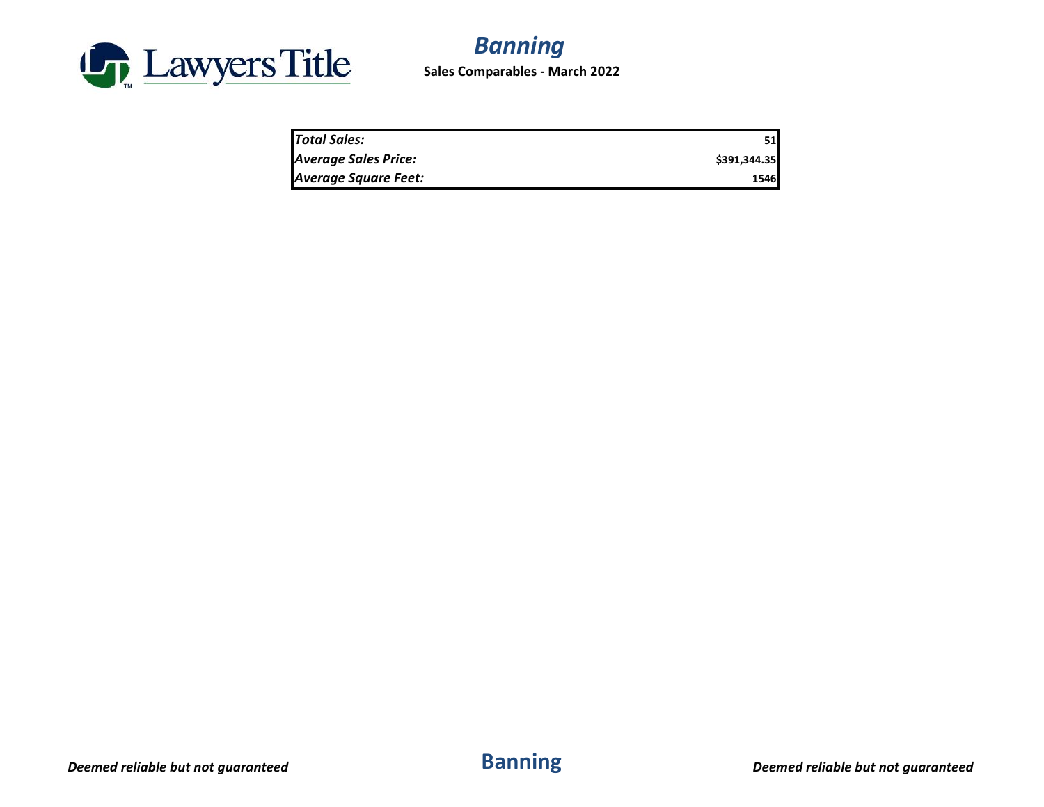# *Banning*

**Sales Comparables - March 2022**

| | |
|---|---|
| ***Total Sales:*** | **51** |
| ***Average Sales Price:*** | **$391,344.35** |
| ***Average Square Feet:*** | **1546** |